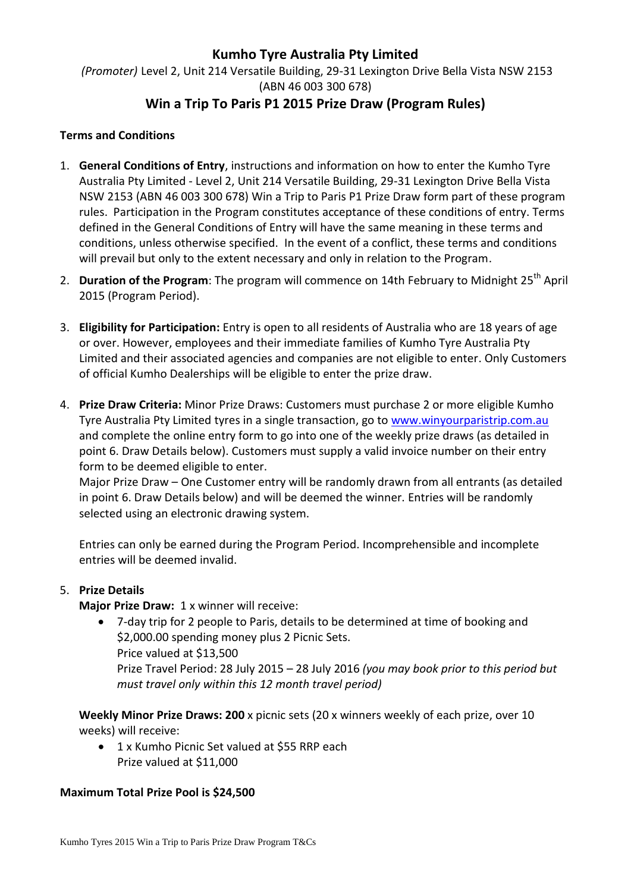# Kumho Tyre Australia Pty Limited

*(Promoter)* Level 2, Unit 214 Versatile Building, 29-31 Lexington Drive Bella Vista NSW 2153 (ABN 46 003 300 678)

## Win a Trip To Paris P1 2015 Prize Draw (Program Rules)

**Terms and Conditions**

1. **General Conditions of Entry**, instructions and information on how to enter the Kumho Tyre Australia Pty Limited - Level 2, Unit 214 Versatile Building, 29-31 Lexington Drive Bella Vista NSW 2153 (ABN 46 003 300 678) Win a Trip to Paris P1 Prize Draw form part of these program rules. Participation in the Program constitutes acceptance of these conditions of entry. Terms defined in the General Conditions of Entry will have the same meaning in these terms and conditions, unless otherwise specified. In the event of a conflict, these terms and conditions will prevail but only to the extent necessary and only in relation to the Program.

2. **Duration of the Program**: The program will commence on 14th February to Midnight 25th April 2015 (Program Period).

3. **Eligibility for Participation:** Entry is open to all residents of Australia who are 18 years of age or over. However, employees and their immediate families of Kumho Tyre Australia Pty Limited and their associated agencies and companies are not eligible to enter. Only Customers of official Kumho Dealerships will be eligible to enter the prize draw.

4. **Prize Draw Criteria:** Minor Prize Draws: Customers must purchase 2 or more eligible Kumho Tyre Australia Pty Limited tyres in a single transaction, go to www.winyourparistrip.com.au and complete the online entry form to go into one of the weekly prize draws (as detailed in point 6. Draw Details below). Customers must supply a valid invoice number on their entry form to be deemed eligible to enter.

   Major Prize Draw – One Customer entry will be randomly drawn from all entrants (as detailed in point 6. Draw Details below) and will be deemed the winner. Entries will be randomly selected using an electronic drawing system.

   Entries can only be earned during the Program Period. Incomprehensible and incomplete entries will be deemed invalid.

5. **Prize Details**

   **Major Prize Draw:** 1 x winner will receive:

   - 7-day trip for 2 people to Paris, details to be determined at time of booking and $2,000.00 spending money plus 2 Picnic Sets.
     Price valued at $13,500
     Prize Travel Period: 28 July 2015 – 28 July 2016 *(you may book prior to this period but must travel only within this 12 month travel period)*

   **Weekly Minor Prize Draws: 200** x picnic sets (20 x winners weekly of each prize, over 10 weeks) will receive:

   - 1 x Kumho Picnic Set valued at $55 RRP each
     Prize valued at $11,000

**Maximum Total Prize Pool is $24,500**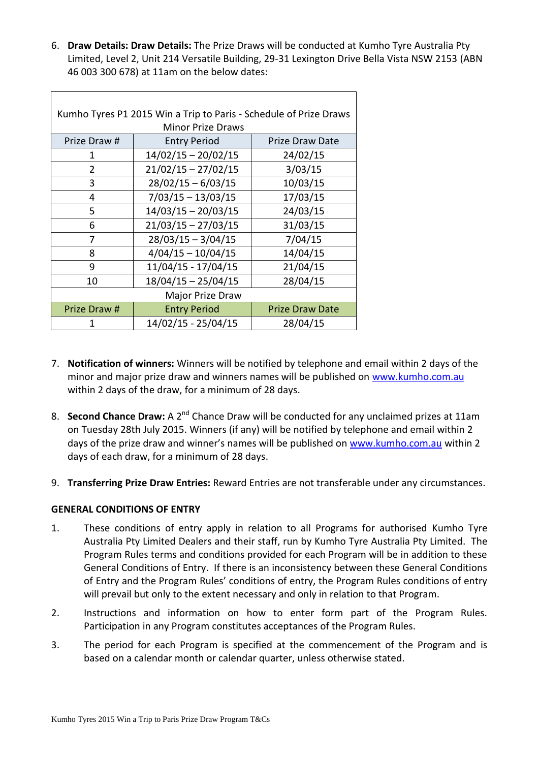6. **Draw Details: Draw Details:** The Prize Draws will be conducted at Kumho Tyre Australia Pty Limited, Level 2, Unit 214 Versatile Building, 29-31 Lexington Drive Bella Vista NSW 2153 (ABN 46 003 300 678) at 11am on the below dates:

| Kumho Tyres P1 2015 Win a Trip to Paris - Schedule of Prize Draws Minor Prize Draws | | |
|---|---|---|
| Prize Draw # | Entry Period | Prize Draw Date |
| 1 | 14/02/15 – 20/02/15 | 24/02/15 |
| 2 | 21/02/15 – 27/02/15 | 3/03/15 |
| 3 | 28/02/15 – 6/03/15 | 10/03/15 |
| 4 | 7/03/15 – 13/03/15 | 17/03/15 |
| 5 | 14/03/15 – 20/03/15 | 24/03/15 |
| 6 | 21/03/15 – 27/03/15 | 31/03/15 |
| 7 | 28/03/15 – 3/04/15 | 7/04/15 |
| 8 | 4/04/15 – 10/04/15 | 14/04/15 |
| 9 | 11/04/15 - 17/04/15 | 21/04/15 |
| 10 | 18/04/15 – 25/04/15 | 28/04/15 |
| Major Prize Draw | | |
| Prize Draw # | Entry Period | Prize Draw Date |
| 1 | 14/02/15 - 25/04/15 | 28/04/15 |

7. **Notification of winners:** Winners will be notified by telephone and email within 2 days of the minor and major prize draw and winners names will be published on www.kumho.com.au within 2 days of the draw, for a minimum of 28 days.

8. **Second Chance Draw:** A 2nd Chance Draw will be conducted for any unclaimed prizes at 11am on Tuesday 28th July 2015. Winners (if any) will be notified by telephone and email within 2 days of the prize draw and winner's names will be published on www.kumho.com.au within 2 days of each draw, for a minimum of 28 days.

9. **Transferring Prize Draw Entries:** Reward Entries are not transferable under any circumstances.

**GENERAL CONDITIONS OF ENTRY**

1. These conditions of entry apply in relation to all Programs for authorised Kumho Tyre Australia Pty Limited Dealers and their staff, run by Kumho Tyre Australia Pty Limited. The Program Rules terms and conditions provided for each Program will be in addition to these General Conditions of Entry. If there is an inconsistency between these General Conditions of Entry and the Program Rules' conditions of entry, the Program Rules conditions of entry will prevail but only to the extent necessary and only in relation to that Program.

2. Instructions and information on how to enter form part of the Program Rules. Participation in any Program constitutes acceptances of the Program Rules.

3. The period for each Program is specified at the commencement of the Program and is based on a calendar month or calendar quarter, unless otherwise stated.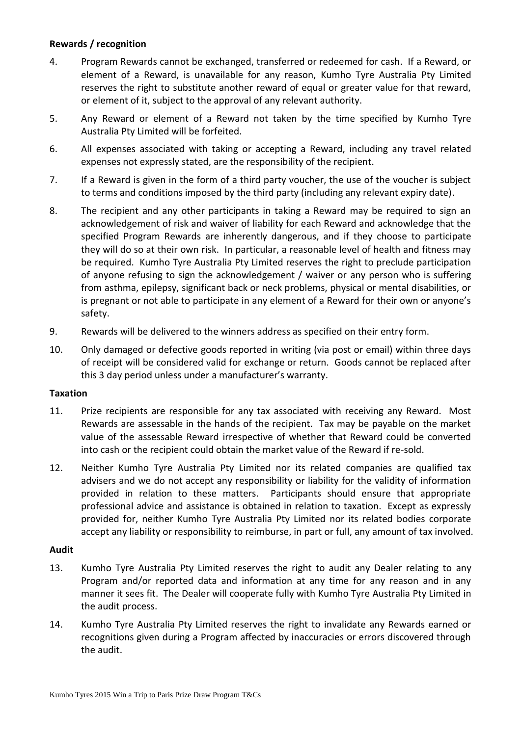**Rewards / recognition**

4. Program Rewards cannot be exchanged, transferred or redeemed for cash. If a Reward, or element of a Reward, is unavailable for any reason, Kumho Tyre Australia Pty Limited reserves the right to substitute another reward of equal or greater value for that reward, or element of it, subject to the approval of any relevant authority.

5. Any Reward or element of a Reward not taken by the time specified by Kumho Tyre Australia Pty Limited will be forfeited.

6. All expenses associated with taking or accepting a Reward, including any travel related expenses not expressly stated, are the responsibility of the recipient.

7. If a Reward is given in the form of a third party voucher, the use of the voucher is subject to terms and conditions imposed by the third party (including any relevant expiry date).

8. The recipient and any other participants in taking a Reward may be required to sign an acknowledgement of risk and waiver of liability for each Reward and acknowledge that the specified Program Rewards are inherently dangerous, and if they choose to participate they will do so at their own risk. In particular, a reasonable level of health and fitness may be required. Kumho Tyre Australia Pty Limited reserves the right to preclude participation of anyone refusing to sign the acknowledgement / waiver or any person who is suffering from asthma, epilepsy, significant back or neck problems, physical or mental disabilities, or is pregnant or not able to participate in any element of a Reward for their own or anyone's safety.

9. Rewards will be delivered to the winners address as specified on their entry form.

10. Only damaged or defective goods reported in writing (via post or email) within three days of receipt will be considered valid for exchange or return. Goods cannot be replaced after this 3 day period unless under a manufacturer's warranty.

**Taxation**

11. Prize recipients are responsible for any tax associated with receiving any Reward. Most Rewards are assessable in the hands of the recipient. Tax may be payable on the market value of the assessable Reward irrespective of whether that Reward could be converted into cash or the recipient could obtain the market value of the Reward if re-sold.

12. Neither Kumho Tyre Australia Pty Limited nor its related companies are qualified tax advisers and we do not accept any responsibility or liability for the validity of information provided in relation to these matters. Participants should ensure that appropriate professional advice and assistance is obtained in relation to taxation. Except as expressly provided for, neither Kumho Tyre Australia Pty Limited nor its related bodies corporate accept any liability or responsibility to reimburse, in part or full, any amount of tax involved.

**Audit**

13. Kumho Tyre Australia Pty Limited reserves the right to audit any Dealer relating to any Program and/or reported data and information at any time for any reason and in any manner it sees fit. The Dealer will cooperate fully with Kumho Tyre Australia Pty Limited in the audit process.

14. Kumho Tyre Australia Pty Limited reserves the right to invalidate any Rewards earned or recognitions given during a Program affected by inaccuracies or errors discovered through the audit.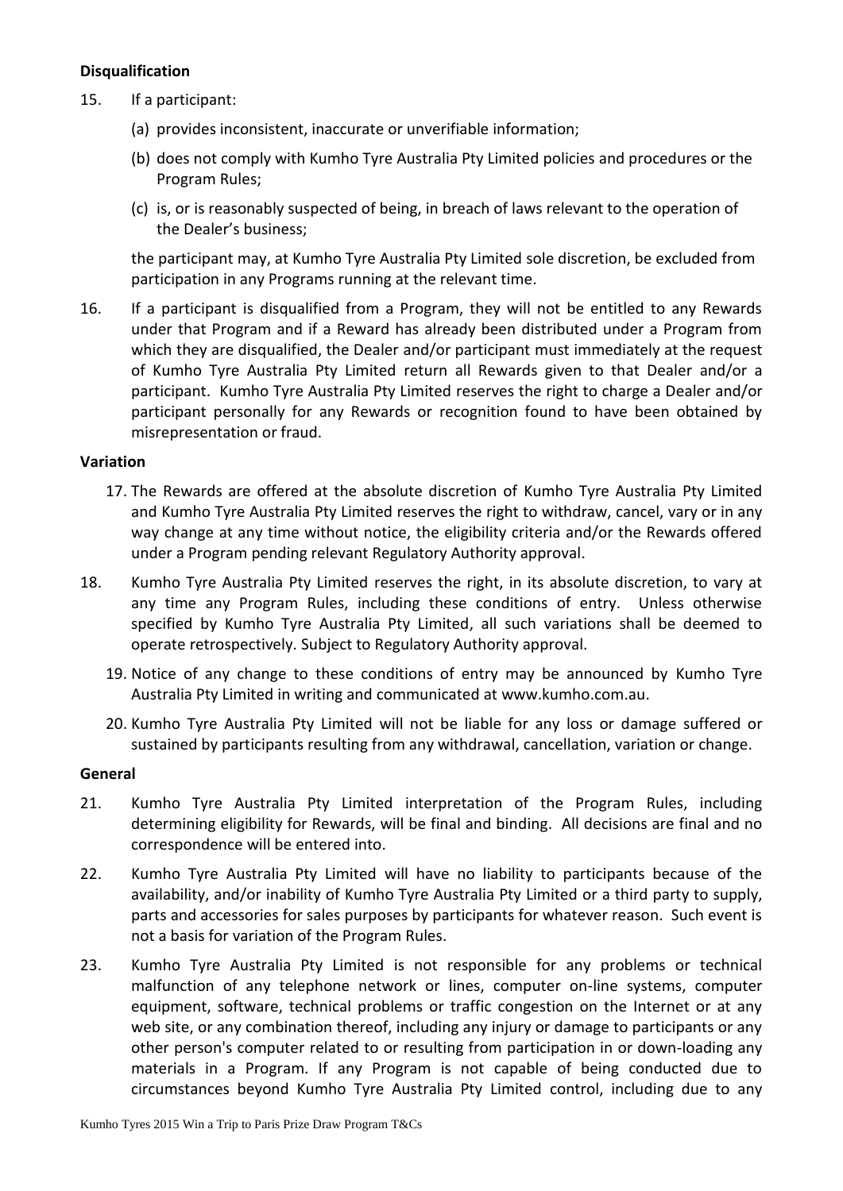**Disqualification**

15. If a participant:

    (a) provides inconsistent, inaccurate or unverifiable information;

    (b) does not comply with Kumho Tyre Australia Pty Limited policies and procedures or the Program Rules;

    (c) is, or is reasonably suspected of being, in breach of laws relevant to the operation of the Dealer's business;

    the participant may, at Kumho Tyre Australia Pty Limited sole discretion, be excluded from participation in any Programs running at the relevant time.

16. If a participant is disqualified from a Program, they will not be entitled to any Rewards under that Program and if a Reward has already been distributed under a Program from which they are disqualified, the Dealer and/or participant must immediately at the request of Kumho Tyre Australia Pty Limited return all Rewards given to that Dealer and/or a participant. Kumho Tyre Australia Pty Limited reserves the right to charge a Dealer and/or participant personally for any Rewards or recognition found to have been obtained by misrepresentation or fraud.

**Variation**

17. The Rewards are offered at the absolute discretion of Kumho Tyre Australia Pty Limited and Kumho Tyre Australia Pty Limited reserves the right to withdraw, cancel, vary or in any way change at any time without notice, the eligibility criteria and/or the Rewards offered under a Program pending relevant Regulatory Authority approval.

18. Kumho Tyre Australia Pty Limited reserves the right, in its absolute discretion, to vary at any time any Program Rules, including these conditions of entry. Unless otherwise specified by Kumho Tyre Australia Pty Limited, all such variations shall be deemed to operate retrospectively. Subject to Regulatory Authority approval.

19. Notice of any change to these conditions of entry may be announced by Kumho Tyre Australia Pty Limited in writing and communicated at www.kumho.com.au.

20. Kumho Tyre Australia Pty Limited will not be liable for any loss or damage suffered or sustained by participants resulting from any withdrawal, cancellation, variation or change.

**General**

21. Kumho Tyre Australia Pty Limited interpretation of the Program Rules, including determining eligibility for Rewards, will be final and binding. All decisions are final and no correspondence will be entered into.

22. Kumho Tyre Australia Pty Limited will have no liability to participants because of the availability, and/or inability of Kumho Tyre Australia Pty Limited or a third party to supply, parts and accessories for sales purposes by participants for whatever reason. Such event is not a basis for variation of the Program Rules.

23. Kumho Tyre Australia Pty Limited is not responsible for any problems or technical malfunction of any telephone network or lines, computer on-line systems, computer equipment, software, technical problems or traffic congestion on the Internet or at any web site, or any combination thereof, including any injury or damage to participants or any other person's computer related to or resulting from participation in or down-loading any materials in a Program. If any Program is not capable of being conducted due to circumstances beyond Kumho Tyre Australia Pty Limited control, including due to any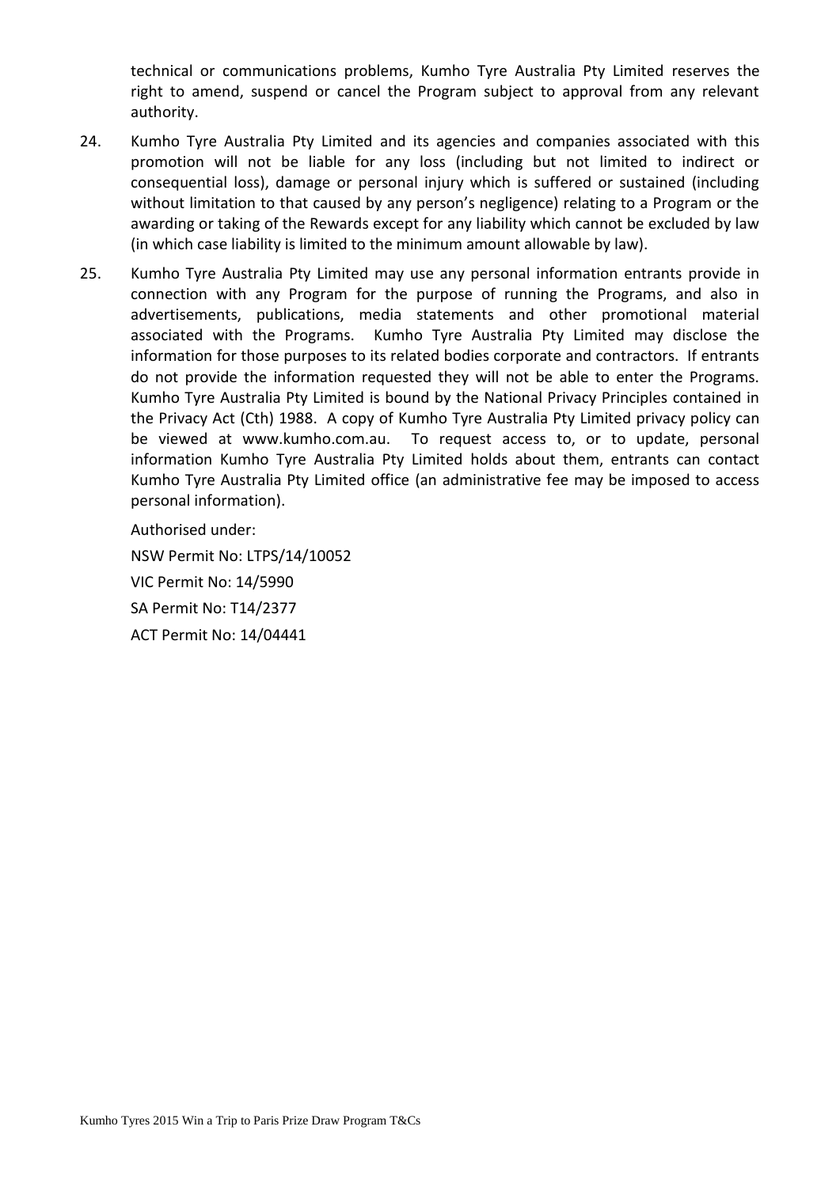technical or communications problems, Kumho Tyre Australia Pty Limited reserves the right to amend, suspend or cancel the Program subject to approval from any relevant authority.

24. Kumho Tyre Australia Pty Limited and its agencies and companies associated with this promotion will not be liable for any loss (including but not limited to indirect or consequential loss), damage or personal injury which is suffered or sustained (including without limitation to that caused by any person's negligence) relating to a Program or the awarding or taking of the Rewards except for any liability which cannot be excluded by law (in which case liability is limited to the minimum amount allowable by law).

25. Kumho Tyre Australia Pty Limited may use any personal information entrants provide in connection with any Program for the purpose of running the Programs, and also in advertisements, publications, media statements and other promotional material associated with the Programs. Kumho Tyre Australia Pty Limited may disclose the information for those purposes to its related bodies corporate and contractors. If entrants do not provide the information requested they will not be able to enter the Programs. Kumho Tyre Australia Pty Limited is bound by the National Privacy Principles contained in the Privacy Act (Cth) 1988. A copy of Kumho Tyre Australia Pty Limited privacy policy can be viewed at www.kumho.com.au. To request access to, or to update, personal information Kumho Tyre Australia Pty Limited holds about them, entrants can contact Kumho Tyre Australia Pty Limited office (an administrative fee may be imposed to access personal information).

Authorised under:

NSW Permit No: LTPS/14/10052

VIC Permit No: 14/5990

SA Permit No: T14/2377

ACT Permit No: 14/04441